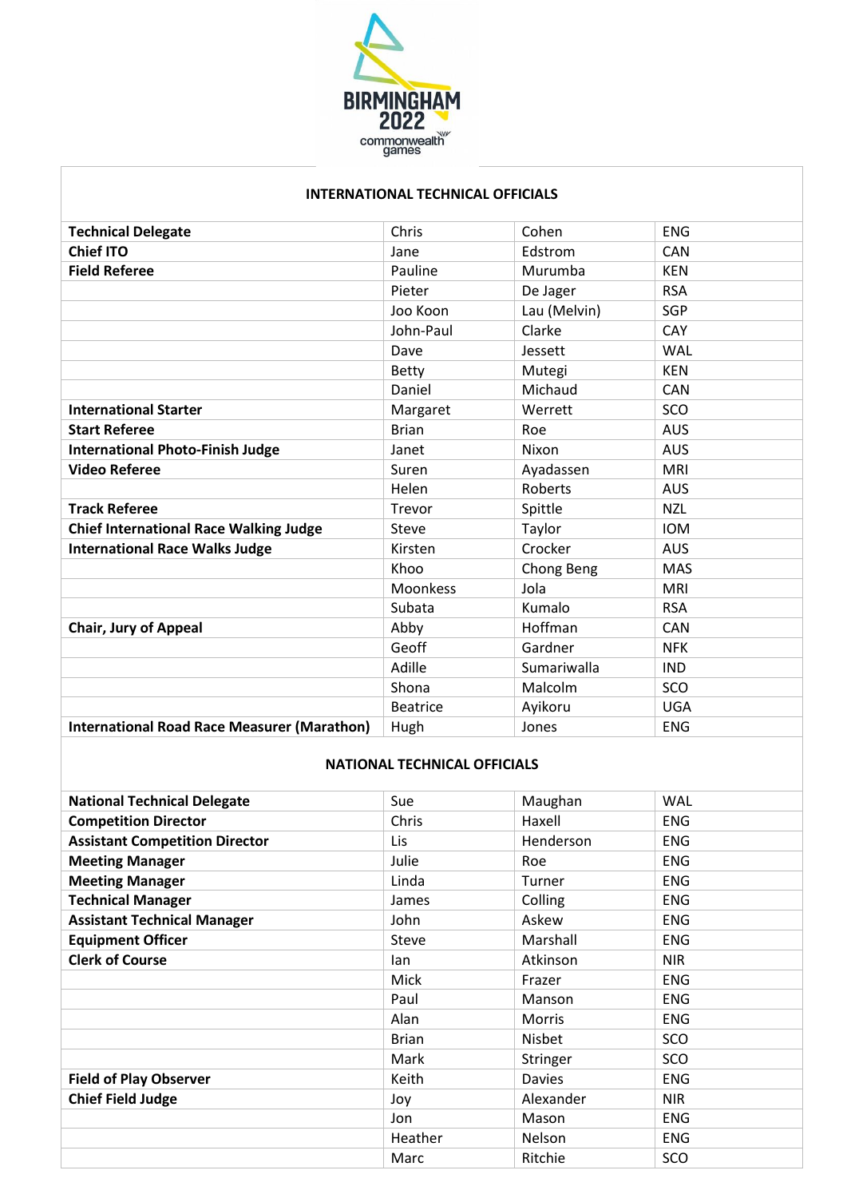BIRMINGHAM 2022 commonwealth games

## INTERNATIONAL TECHNICAL OFFICIALS

| | | | |
|---|---|---|---|
| **Technical Delegate** | Chris | Cohen | ENG |
| **Chief ITO** | Jane | Edstrom | CAN |
| **Field Referee** | Pauline | Murumba | KEN |
| | Pieter | De Jager | RSA |
| | Joo Koon | Lau (Melvin) | SGP |
| | John-Paul | Clarke | CAY |
| | Dave | Jessett | WAL |
| | Betty | Mutegi | KEN |
| | Daniel | Michaud | CAN |
| **International Starter** | Margaret | Werrett | SCO |
| **Start Referee** | Brian | Roe | AUS |
| **International Photo-Finish Judge** | Janet | Nixon | AUS |
| **Video Referee** | Suren | Ayadassen | MRI |
| | Helen | Roberts | AUS |
| **Track Referee** | Trevor | Spittle | NZL |
| **Chief International Race Walking Judge** | Steve | Taylor | IOM |
| **International Race Walks Judge** | Kirsten | Crocker | AUS |
| | Khoo | Chong Beng | MAS |
| | Moonkess | Jola | MRI |
| | Subata | Kumalo | RSA |
| **Chair, Jury of Appeal** | Abby | Hoffman | CAN |
| | Geoff | Gardner | NFK |
| | Adille | Sumariwalla | IND |
| | Shona | Malcolm | SCO |
| | Beatrice | Ayikoru | UGA |
| **International Road Race Measurer (Marathon)** | Hugh | Jones | ENG |

## NATIONAL TECHNICAL OFFICIALS

| | | | |
|---|---|---|---|
| **National Technical Delegate** | Sue | Maughan | WAL |
| **Competition Director** | Chris | Haxell | ENG |
| **Assistant Competition Director** | Lis | Henderson | ENG |
| **Meeting Manager** | Julie | Roe | ENG |
| **Meeting Manager** | Linda | Turner | ENG |
| **Technical Manager** | James | Colling | ENG |
| **Assistant Technical Manager** | John | Askew | ENG |
| **Equipment Officer** | Steve | Marshall | ENG |
| **Clerk of Course** | Ian | Atkinson | NIR |
| | Mick | Frazer | ENG |
| | Paul | Manson | ENG |
| | Alan | Morris | ENG |
| | Brian | Nisbet | SCO |
| | Mark | Stringer | SCO |
| **Field of Play Observer** | Keith | Davies | ENG |
| **Chief Field Judge** | Joy | Alexander | NIR |
| | Jon | Mason | ENG |
| | Heather | Nelson | ENG |
| | Marc | Ritchie | SCO |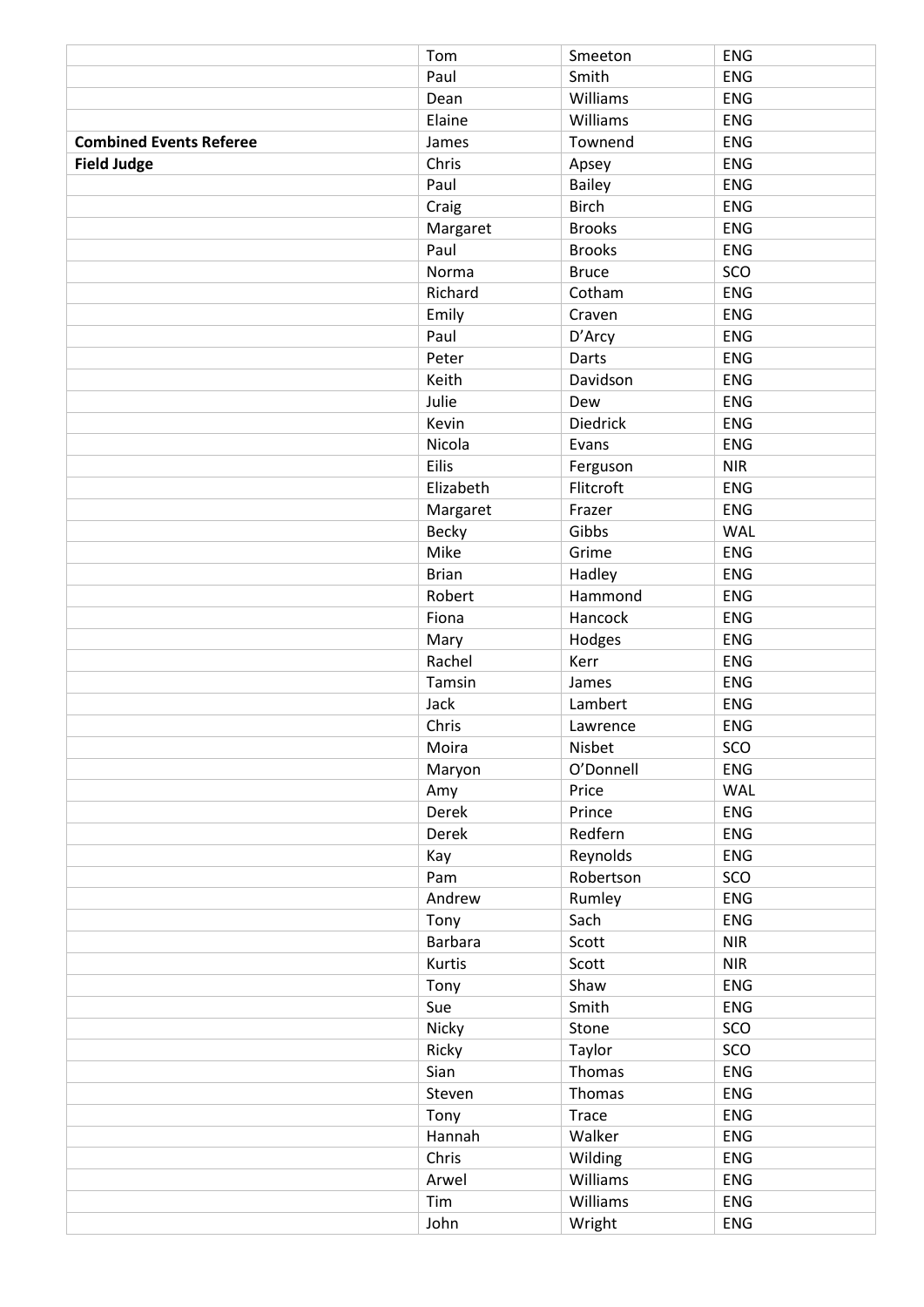| | | | |
|---|---|---|---|
| | Tom | Smeeton | ENG |
| | Paul | Smith | ENG |
| | Dean | Williams | ENG |
| | Elaine | Williams | ENG |
| **Combined Events Referee** | James | Townend | ENG |
| **Field Judge** | Chris | Apsey | ENG |
| | Paul | Bailey | ENG |
| | Craig | Birch | ENG |
| | Margaret | Brooks | ENG |
| | Paul | Brooks | ENG |
| | Norma | Bruce | SCO |
| | Richard | Cotham | ENG |
| | Emily | Craven | ENG |
| | Paul | D'Arcy | ENG |
| | Peter | Darts | ENG |
| | Keith | Davidson | ENG |
| | Julie | Dew | ENG |
| | Kevin | Diedrick | ENG |
| | Nicola | Evans | ENG |
| | Eilis | Ferguson | NIR |
| | Elizabeth | Flitcroft | ENG |
| | Margaret | Frazer | ENG |
| | Becky | Gibbs | WAL |
| | Mike | Grime | ENG |
| | Brian | Hadley | ENG |
| | Robert | Hammond | ENG |
| | Fiona | Hancock | ENG |
| | Mary | Hodges | ENG |
| | Rachel | Kerr | ENG |
| | Tamsin | James | ENG |
| | Jack | Lambert | ENG |
| | Chris | Lawrence | ENG |
| | Moira | Nisbet | SCO |
| | Maryon | O'Donnell | ENG |
| | Amy | Price | WAL |
| | Derek | Prince | ENG |
| | Derek | Redfern | ENG |
| | Kay | Reynolds | ENG |
| | Pam | Robertson | SCO |
| | Andrew | Rumley | ENG |
| | Tony | Sach | ENG |
| | Barbara | Scott | NIR |
| | Kurtis | Scott | NIR |
| | Tony | Shaw | ENG |
| | Sue | Smith | ENG |
| | Nicky | Stone | SCO |
| | Ricky | Taylor | SCO |
| | Sian | Thomas | ENG |
| | Steven | Thomas | ENG |
| | Tony | Trace | ENG |
| | Hannah | Walker | ENG |
| | Chris | Wilding | ENG |
| | Arwel | Williams | ENG |
| | Tim | Williams | ENG |
| | John | Wright | ENG |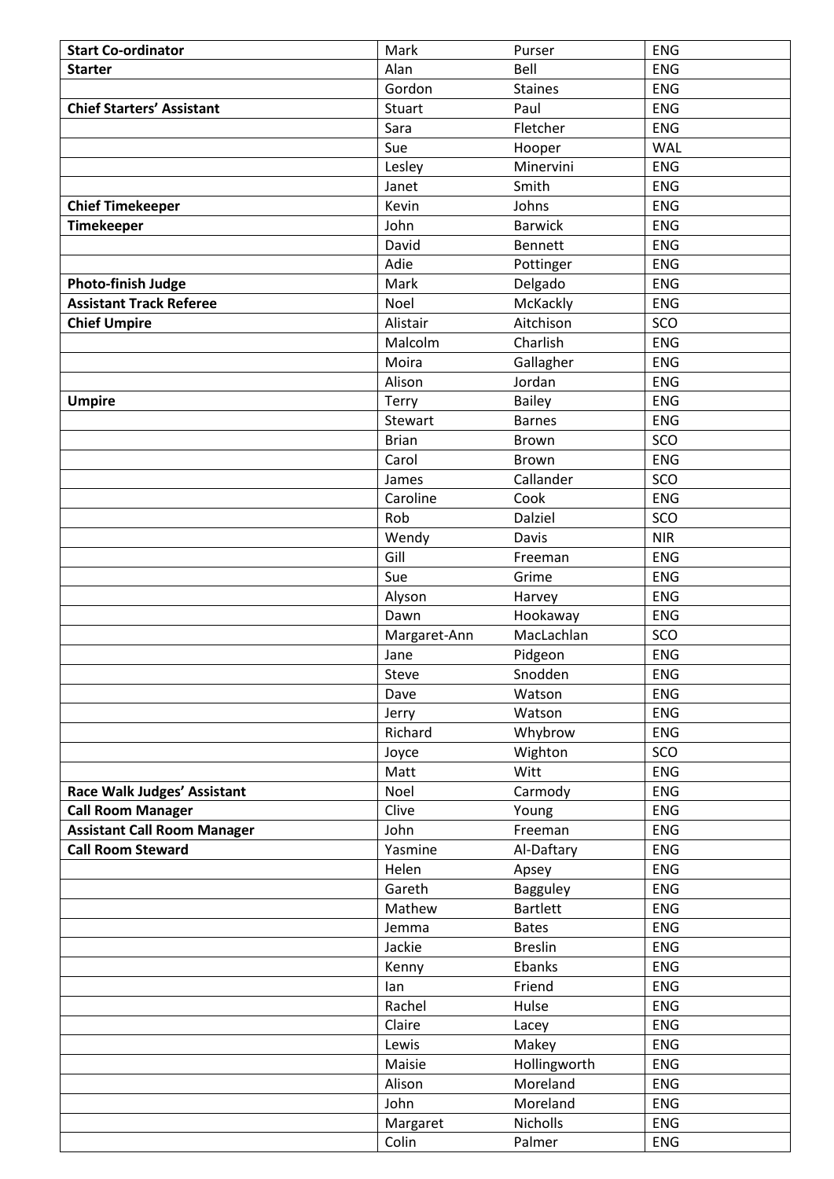| | | | |
|---|---|---|---|
| **Start Co-ordinator** | Mark | Purser | ENG |
| **Starter** | Alan | Bell | ENG |
| | Gordon | Staines | ENG |
| **Chief Starters' Assistant** | Stuart | Paul | ENG |
| | Sara | Fletcher | ENG |
| | Sue | Hooper | WAL |
| | Lesley | Minervini | ENG |
| | Janet | Smith | ENG |
| **Chief Timekeeper** | Kevin | Johns | ENG |
| **Timekeeper** | John | Barwick | ENG |
| | David | Bennett | ENG |
| | Adie | Pottinger | ENG |
| **Photo-finish Judge** | Mark | Delgado | ENG |
| **Assistant Track Referee** | Noel | McKackly | ENG |
| **Chief Umpire** | Alistair | Aitchison | SCO |
| | Malcolm | Charlish | ENG |
| | Moira | Gallagher | ENG |
| | Alison | Jordan | ENG |
| **Umpire** | Terry | Bailey | ENG |
| | Stewart | Barnes | ENG |
| | Brian | Brown | SCO |
| | Carol | Brown | ENG |
| | James | Callander | SCO |
| | Caroline | Cook | ENG |
| | Rob | Dalziel | SCO |
| | Wendy | Davis | NIR |
| | Gill | Freeman | ENG |
| | Sue | Grime | ENG |
| | Alyson | Harvey | ENG |
| | Dawn | Hookaway | ENG |
| | Margaret-Ann | MacLachlan | SCO |
| | Jane | Pidgeon | ENG |
| | Steve | Snodden | ENG |
| | Dave | Watson | ENG |
| | Jerry | Watson | ENG |
| | Richard | Whybrow | ENG |
| | Joyce | Wighton | SCO |
| | Matt | Witt | ENG |
| **Race Walk Judges' Assistant** | Noel | Carmody | ENG |
| **Call Room Manager** | Clive | Young | ENG |
| **Assistant Call Room Manager** | John | Freeman | ENG |
| **Call Room Steward** | Yasmine | Al-Daftary | ENG |
| | Helen | Apsey | ENG |
| | Gareth | Bagguley | ENG |
| | Mathew | Bartlett | ENG |
| | Jemma | Bates | ENG |
| | Jackie | Breslin | ENG |
| | Kenny | Ebanks | ENG |
| | Ian | Friend | ENG |
| | Rachel | Hulse | ENG |
| | Claire | Lacey | ENG |
| | Lewis | Makey | ENG |
| | Maisie | Hollingworth | ENG |
| | Alison | Moreland | ENG |
| | John | Moreland | ENG |
| | Margaret | Nicholls | ENG |
| | Colin | Palmer | ENG |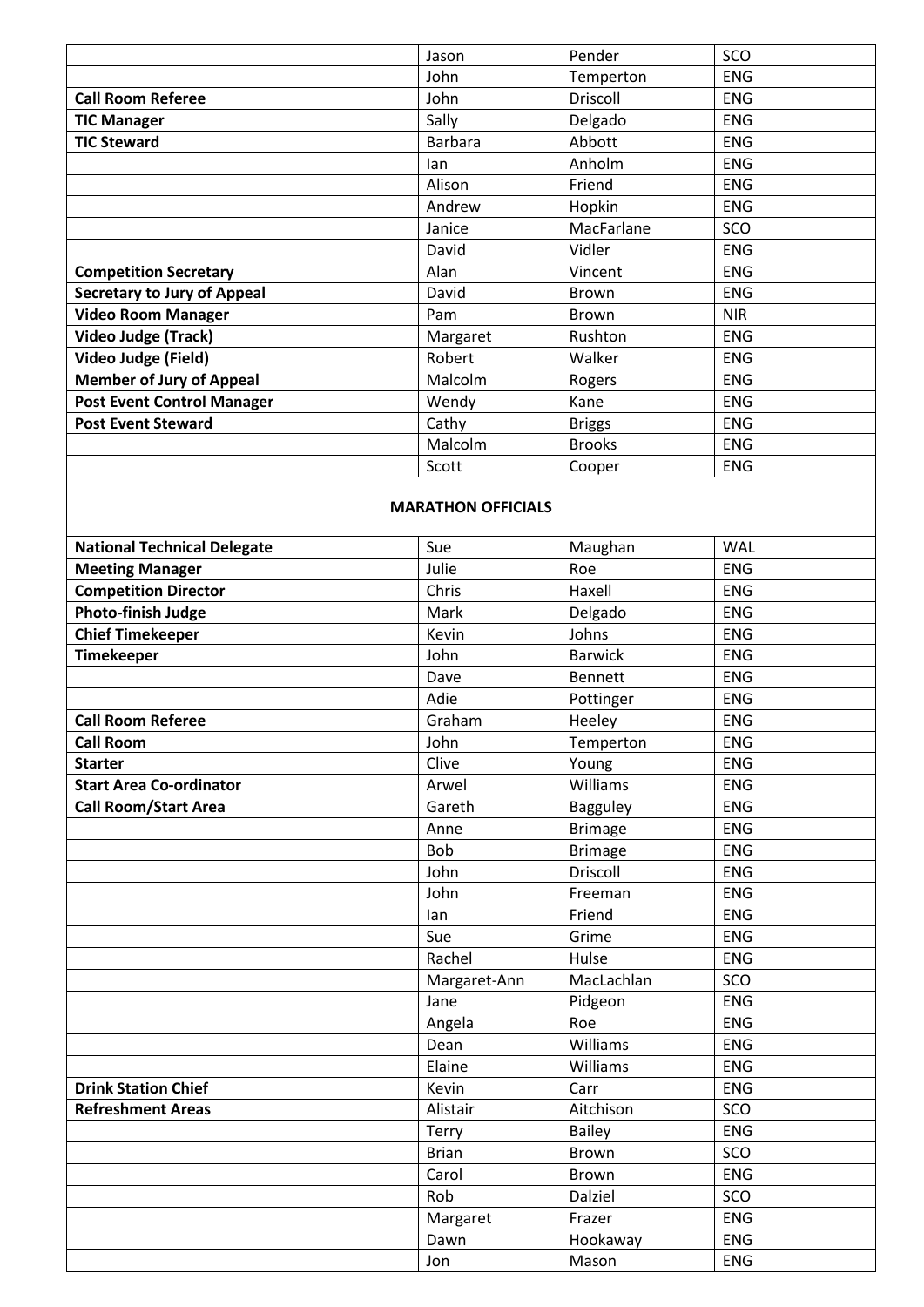| | | | |
|---|---|---|---|
| | Jason | Pender | SCO |
| | John | Temperton | ENG |
| **Call Room Referee** | John | Driscoll | ENG |
| **TIC Manager** | Sally | Delgado | ENG |
| **TIC Steward** | Barbara | Abbott | ENG |
| | Ian | Anholm | ENG |
| | Alison | Friend | ENG |
| | Andrew | Hopkin | ENG |
| | Janice | MacFarlane | SCO |
| | David | Vidler | ENG |
| **Competition Secretary** | Alan | Vincent | ENG |
| **Secretary to Jury of Appeal** | David | Brown | ENG |
| **Video Room Manager** | Pam | Brown | NIR |
| **Video Judge (Track)** | Margaret | Rushton | ENG |
| **Video Judge (Field)** | Robert | Walker | ENG |
| **Member of Jury of Appeal** | Malcolm | Rogers | ENG |
| **Post Event Control Manager** | Wendy | Kane | ENG |
| **Post Event Steward** | Cathy | Briggs | ENG |
| | Malcolm | Brooks | ENG |
| | Scott | Cooper | ENG |

**MARATHON OFFICIALS**

| | | | |
|---|---|---|---|
| **National Technical Delegate** | Sue | Maughan | WAL |
| **Meeting Manager** | Julie | Roe | ENG |
| **Competition Director** | Chris | Haxell | ENG |
| **Photo-finish Judge** | Mark | Delgado | ENG |
| **Chief Timekeeper** | Kevin | Johns | ENG |
| **Timekeeper** | John | Barwick | ENG |
| | Dave | Bennett | ENG |
| | Adie | Pottinger | ENG |
| **Call Room Referee** | Graham | Heeley | ENG |
| **Call Room** | John | Temperton | ENG |
| **Starter** | Clive | Young | ENG |
| **Start Area Co-ordinator** | Arwel | Williams | ENG |
| **Call Room/Start Area** | Gareth | Bagguley | ENG |
| | Anne | Brimage | ENG |
| | Bob | Brimage | ENG |
| | John | Driscoll | ENG |
| | John | Freeman | ENG |
| | Ian | Friend | ENG |
| | Sue | Grime | ENG |
| | Rachel | Hulse | ENG |
| | Margaret-Ann | MacLachlan | SCO |
| | Jane | Pidgeon | ENG |
| | Angela | Roe | ENG |
| | Dean | Williams | ENG |
| | Elaine | Williams | ENG |
| **Drink Station Chief** | Kevin | Carr | ENG |
| **Refreshment Areas** | Alistair | Aitchison | SCO |
| | Terry | Bailey | ENG |
| | Brian | Brown | SCO |
| | Carol | Brown | ENG |
| | Rob | Dalziel | SCO |
| | Margaret | Frazer | ENG |
| | Dawn | Hookaway | ENG |
| | Jon | Mason | ENG |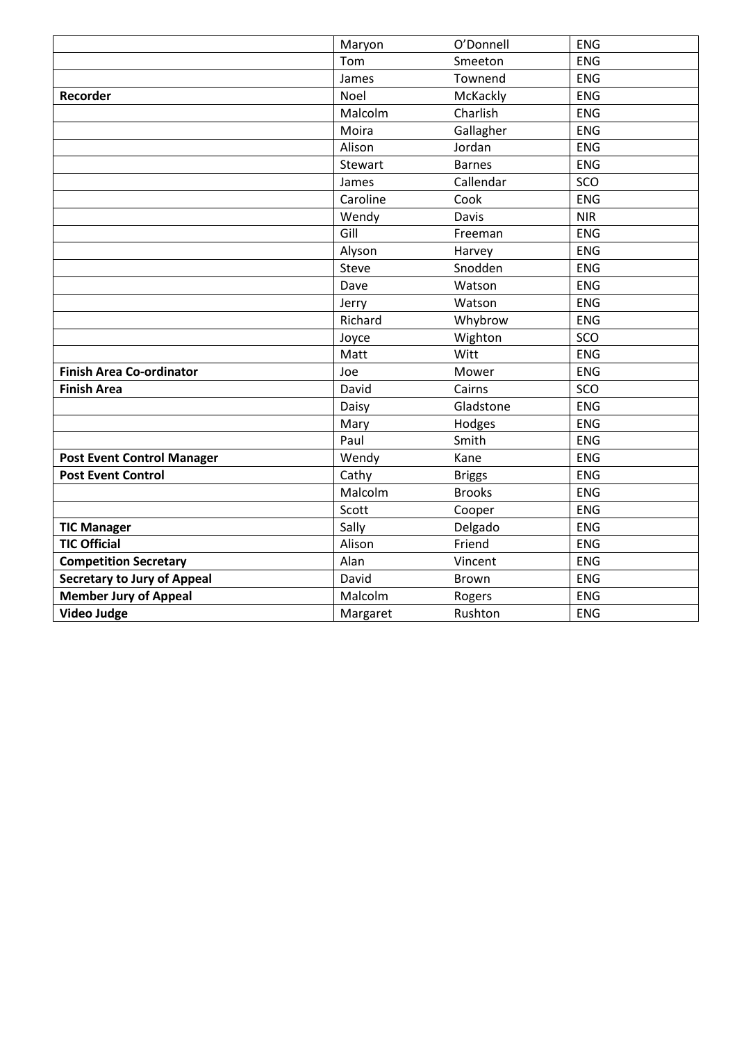| | | | |
|---|---|---|---|
| | Maryon | O'Donnell | ENG |
| | Tom | Smeeton | ENG |
| | James | Townend | ENG |
| **Recorder** | Noel | McKackly | ENG |
| | Malcolm | Charlish | ENG |
| | Moira | Gallagher | ENG |
| | Alison | Jordan | ENG |
| | Stewart | Barnes | ENG |
| | James | Callendar | SCO |
| | Caroline | Cook | ENG |
| | Wendy | Davis | NIR |
| | Gill | Freeman | ENG |
| | Alyson | Harvey | ENG |
| | Steve | Snodden | ENG |
| | Dave | Watson | ENG |
| | Jerry | Watson | ENG |
| | Richard | Whybrow | ENG |
| | Joyce | Wighton | SCO |
| | Matt | Witt | ENG |
| **Finish Area Co-ordinator** | Joe | Mower | ENG |
| **Finish Area** | David | Cairns | SCO |
| | Daisy | Gladstone | ENG |
| | Mary | Hodges | ENG |
| | Paul | Smith | ENG |
| **Post Event Control Manager** | Wendy | Kane | ENG |
| **Post Event Control** | Cathy | Briggs | ENG |
| | Malcolm | Brooks | ENG |
| | Scott | Cooper | ENG |
| **TIC Manager** | Sally | Delgado | ENG |
| **TIC Official** | Alison | Friend | ENG |
| **Competition Secretary** | Alan | Vincent | ENG |
| **Secretary to Jury of Appeal** | David | Brown | ENG |
| **Member Jury of Appeal** | Malcolm | Rogers | ENG |
| **Video Judge** | Margaret | Rushton | ENG |